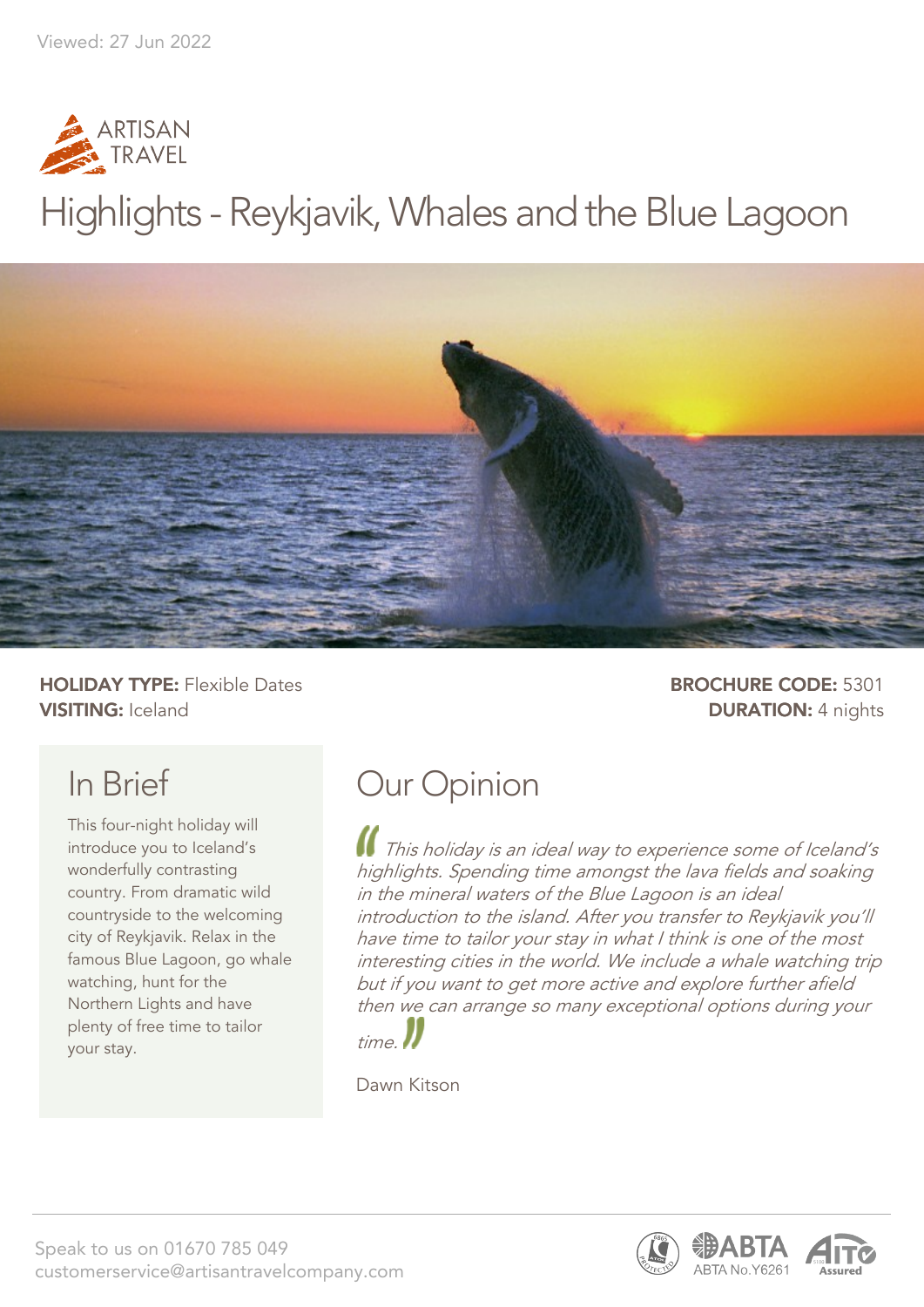Viewed: 27 Jun 2022

ARTISAN TRAVEL

# Highlights - Reykjavik, Whales and the Blue Lagoon

**HOLIDAY TYPE:** Flexible Dates
**VISITING:** Iceland

**BROCHURE CODE:** 5301
**DURATION:** 4 nights

## In Brief

This four-night holiday will introduce you to Iceland's wonderfully contrasting country. From dramatic wild countryside to the welcoming city of Reykjavik. Relax in the famous Blue Lagoon, go whale watching, hunt for the Northern Lights and have plenty of free time to tailor your stay.

## Our Opinion

*This holiday is an ideal way to experience some of Iceland's highlights. Spending time amongst the lava fields and soaking in the mineral waters of the Blue Lagoon is an ideal introduction to the island. After you transfer to Reykjavik you'll have time to tailor your stay in what I think is one of the most interesting cities in the world. We include a whale watching trip but if you want to get more active and explore further afield then we can arrange so many exceptional options during your time.*

Dawn Kitson

Speak to us on 01670 785 049
customerservice@artisantravelcompany.com

ABTA No.Y6261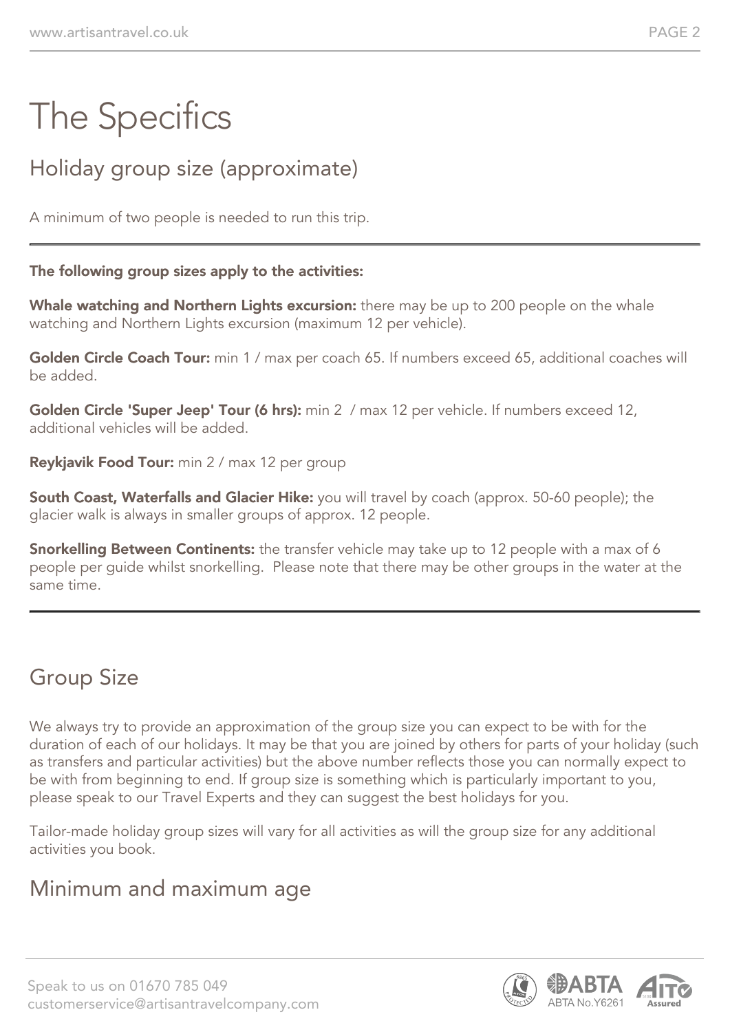# The Specifics

## Holiday group size (approximate)

A minimum of two people is needed to run this trip.

---

**The following group sizes apply to the activities:**

**Whale watching and Northern Lights excursion:** there may be up to 200 people on the whale watching and Northern Lights excursion (maximum 12 per vehicle).

**Golden Circle Coach Tour:** min 1 / max per coach 65. If numbers exceed 65, additional coaches will be added.

**Golden Circle 'Super Jeep' Tour (6 hrs):** min 2 / max 12 per vehicle. If numbers exceed 12, additional vehicles will be added.

**Reykjavik Food Tour:** min 2 / max 12 per group

**South Coast, Waterfalls and Glacier Hike:** you will travel by coach (approx. 50-60 people); the glacier walk is always in smaller groups of approx. 12 people.

**Snorkelling Between Continents:** the transfer vehicle may take up to 12 people with a max of 6 people per guide whilst snorkelling. Please note that there may be other groups in the water at the same time.

---

## Group Size

We always try to provide an approximation of the group size you can expect to be with for the duration of each of our holidays. It may be that you are joined by others for parts of your holiday (such as transfers and particular activities) but the above number reflects those you can normally expect to be with from beginning to end. If group size is something which is particularly important to you, please speak to our Travel Experts and they can suggest the best holidays for you.

Tailor-made holiday group sizes will vary for all activities as will the group size for any additional activities you book.

## Minimum and maximum age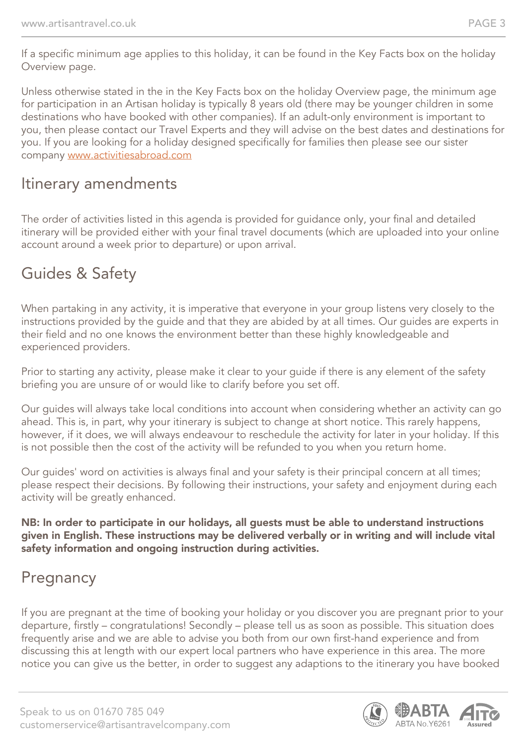If a specific minimum age applies to this holiday, it can be found in the Key Facts box on the holiday Overview page.

Unless otherwise stated in the in the Key Facts box on the holiday Overview page, the minimum age for participation in an Artisan holiday is typically 8 years old (there may be younger children in some destinations who have booked with other companies). If an adult-only environment is important to you, then please contact our Travel Experts and they will advise on the best dates and destinations for you. If you are looking for a holiday designed specifically for families then please see our sister company [www.activitiesabroad.com](http://www.activitiesabroad.com)

## Itinerary amendments

The order of activities listed in this agenda is provided for guidance only, your final and detailed itinerary will be provided either with your final travel documents (which are uploaded into your online account around a week prior to departure) or upon arrival.

## Guides & Safety

When partaking in any activity, it is imperative that everyone in your group listens very closely to the instructions provided by the guide and that they are abided by at all times. Our guides are experts in their field and no one knows the environment better than these highly knowledgeable and experienced providers.

Prior to starting any activity, please make it clear to your guide if there is any element of the safety briefing you are unsure of or would like to clarify before you set off.

Our guides will always take local conditions into account when considering whether an activity can go ahead. This is, in part, why your itinerary is subject to change at short notice. This rarely happens, however, if it does, we will always endeavour to reschedule the activity for later in your holiday. If this is not possible then the cost of the activity will be refunded to you when you return home.

Our guides' word on activities is always final and your safety is their principal concern at all times; please respect their decisions. By following their instructions, your safety and enjoyment during each activity will be greatly enhanced.

**NB: In order to participate in our holidays, all guests must be able to understand instructions given in English. These instructions may be delivered verbally or in writing and will include vital safety information and ongoing instruction during activities.**

## Pregnancy

If you are pregnant at the time of booking your holiday or you discover you are pregnant prior to your departure, firstly – congratulations! Secondly – please tell us as soon as possible. This situation does frequently arise and we are able to advise you both from our own first-hand experience and from discussing this at length with our expert local partners who have experience in this area. The more notice you can give us the better, in order to suggest any adaptions to the itinerary you have booked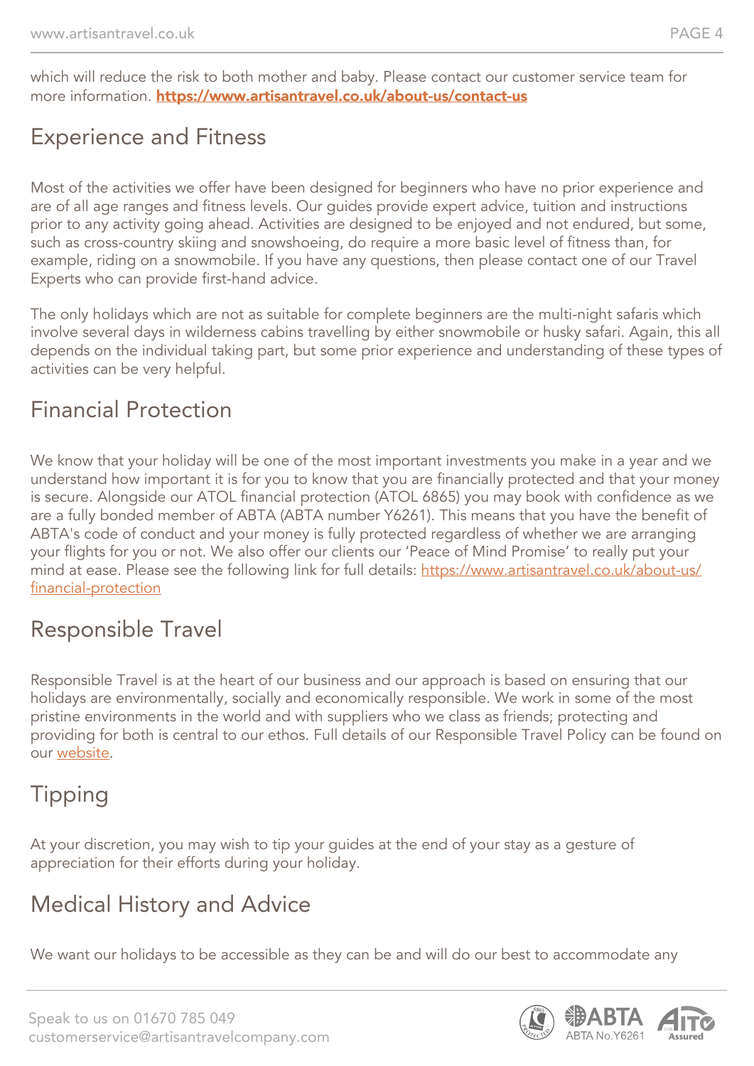which will reduce the risk to both mother and baby. Please contact our customer service team for more information. **https://www.artisantravel.co.uk/about-us/contact-us**

## Experience and Fitness

Most of the activities we offer have been designed for beginners who have no prior experience and are of all age ranges and fitness levels. Our guides provide expert advice, tuition and instructions prior to any activity going ahead. Activities are designed to be enjoyed and not endured, but some, such as cross-country skiing and snowshoeing, do require a more basic level of fitness than, for example, riding on a snowmobile. If you have any questions, then please contact one of our Travel Experts who can provide first-hand advice.

The only holidays which are not as suitable for complete beginners are the multi-night safaris which involve several days in wilderness cabins travelling by either snowmobile or husky safari. Again, this all depends on the individual taking part, but some prior experience and understanding of these types of activities can be very helpful.

## Financial Protection

We know that your holiday will be one of the most important investments you make in a year and we understand how important it is for you to know that you are financially protected and that your money is secure. Alongside our ATOL financial protection (ATOL 6865) you may book with confidence as we are a fully bonded member of ABTA (ABTA number Y6261). This means that you have the benefit of ABTA's code of conduct and your money is fully protected regardless of whether we are arranging your flights for you or not. We also offer our clients our 'Peace of Mind Promise' to really put your mind at ease. Please see the following link for full details: https://www.artisantravel.co.uk/about-us/financial-protection

## Responsible Travel

Responsible Travel is at the heart of our business and our approach is based on ensuring that our holidays are environmentally, socially and economically responsible. We work in some of the most pristine environments in the world and with suppliers who we class as friends; protecting and providing for both is central to our ethos. Full details of our Responsible Travel Policy can be found on our website.

## Tipping

At your discretion, you may wish to tip your guides at the end of your stay as a gesture of appreciation for their efforts during your holiday.

## Medical History and Advice

We want our holidays to be accessible as they can be and will do our best to accommodate any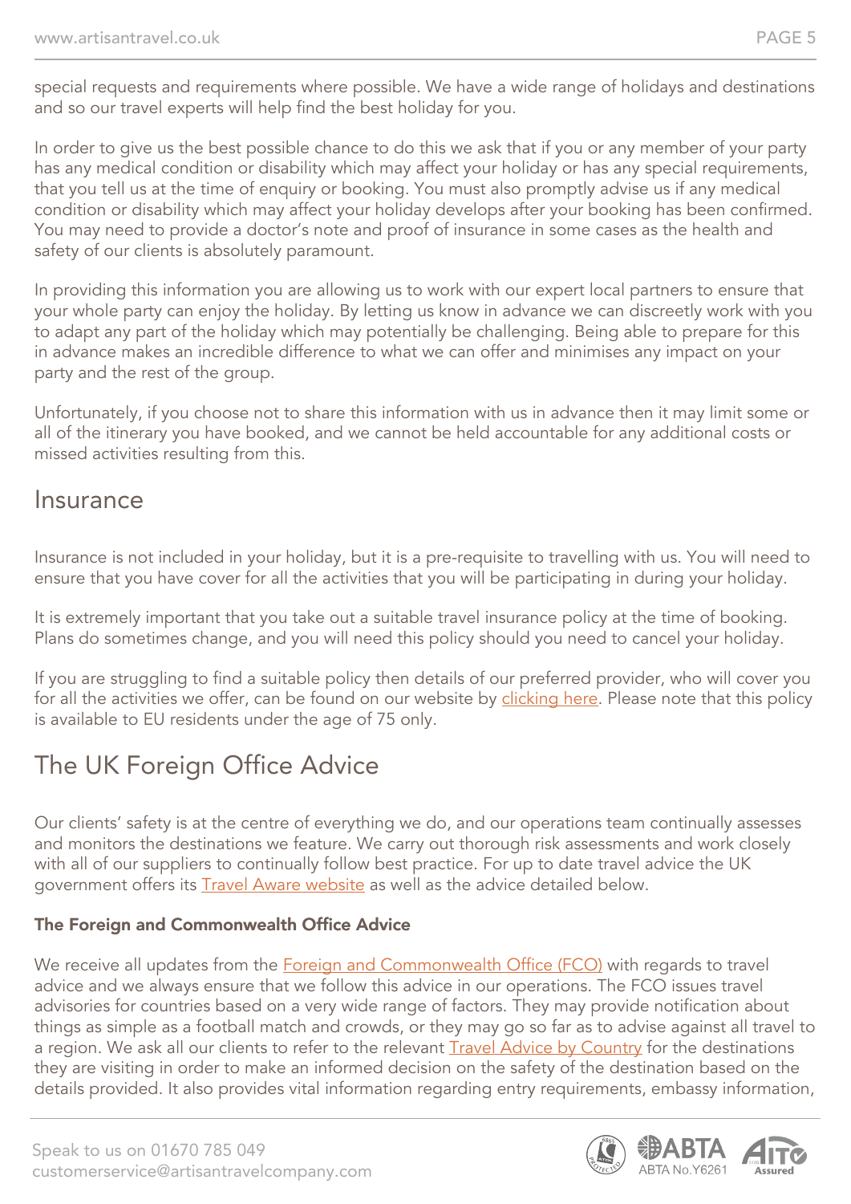special requests and requirements where possible. We have a wide range of holidays and destinations and so our travel experts will help find the best holiday for you.

In order to give us the best possible chance to do this we ask that if you or any member of your party has any medical condition or disability which may affect your holiday or has any special requirements, that you tell us at the time of enquiry or booking. You must also promptly advise us if any medical condition or disability which may affect your holiday develops after your booking has been confirmed. You may need to provide a doctor's note and proof of insurance in some cases as the health and safety of our clients is absolutely paramount.

In providing this information you are allowing us to work with our expert local partners to ensure that your whole party can enjoy the holiday. By letting us know in advance we can discreetly work with you to adapt any part of the holiday which may potentially be challenging. Being able to prepare for this in advance makes an incredible difference to what we can offer and minimises any impact on your party and the rest of the group.

Unfortunately, if you choose not to share this information with us in advance then it may limit some or all of the itinerary you have booked, and we cannot be held accountable for any additional costs or missed activities resulting from this.

## Insurance

Insurance is not included in your holiday, but it is a pre-requisite to travelling with us. You will need to ensure that you have cover for all the activities that you will be participating in during your holiday.

It is extremely important that you take out a suitable travel insurance policy at the time of booking. Plans do sometimes change, and you will need this policy should you need to cancel your holiday.

If you are struggling to find a suitable policy then details of our preferred provider, who will cover you for all the activities we offer, can be found on our website by clicking here. Please note that this policy is available to EU residents under the age of 75 only.

## The UK Foreign Office Advice

Our clients' safety is at the centre of everything we do, and our operations team continually assesses and monitors the destinations we feature. We carry out thorough risk assessments and work closely with all of our suppliers to continually follow best practice. For up to date travel advice the UK government offers its Travel Aware website as well as the advice detailed below.

### The Foreign and Commonwealth Office Advice

We receive all updates from the Foreign and Commonwealth Office (FCO) with regards to travel advice and we always ensure that we follow this advice in our operations. The FCO issues travel advisories for countries based on a very wide range of factors. They may provide notification about things as simple as a football match and crowds, or they may go so far as to advise against all travel to a region. We ask all our clients to refer to the relevant Travel Advice by Country for the destinations they are visiting in order to make an informed decision on the safety of the destination based on the details provided. It also provides vital information regarding entry requirements, embassy information,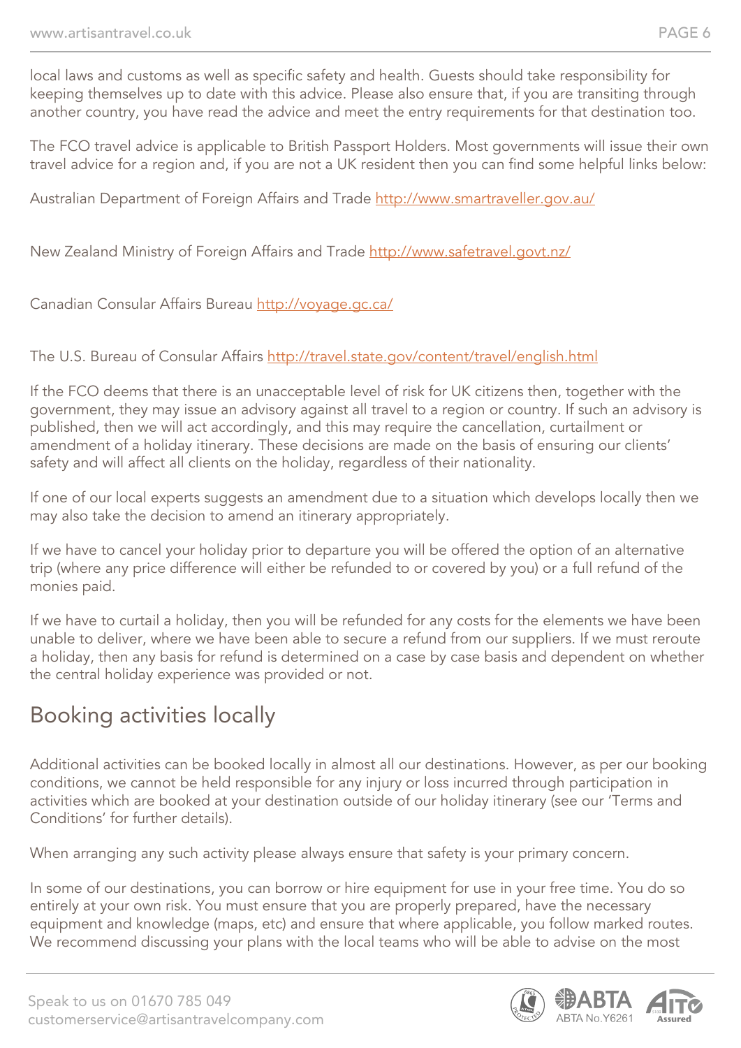local laws and customs as well as specific safety and health. Guests should take responsibility for keeping themselves up to date with this advice. Please also ensure that, if you are transiting through another country, you have read the advice and meet the entry requirements for that destination too.

The FCO travel advice is applicable to British Passport Holders. Most governments will issue their own travel advice for a region and, if you are not a UK resident then you can find some helpful links below:

Australian Department of Foreign Affairs and Trade http://www.smartraveller.gov.au/

New Zealand Ministry of Foreign Affairs and Trade http://www.safetravel.govt.nz/

Canadian Consular Affairs Bureau http://voyage.gc.ca/

The U.S. Bureau of Consular Affairs http://travel.state.gov/content/travel/english.html

If the FCO deems that there is an unacceptable level of risk for UK citizens then, together with the government, they may issue an advisory against all travel to a region or country. If such an advisory is published, then we will act accordingly, and this may require the cancellation, curtailment or amendment of a holiday itinerary. These decisions are made on the basis of ensuring our clients' safety and will affect all clients on the holiday, regardless of their nationality.

If one of our local experts suggests an amendment due to a situation which develops locally then we may also take the decision to amend an itinerary appropriately.

If we have to cancel your holiday prior to departure you will be offered the option of an alternative trip (where any price difference will either be refunded to or covered by you) or a full refund of the monies paid.

If we have to curtail a holiday, then you will be refunded for any costs for the elements we have been unable to deliver, where we have been able to secure a refund from our suppliers. If we must reroute a holiday, then any basis for refund is determined on a case by case basis and dependent on whether the central holiday experience was provided or not.

## Booking activities locally

Additional activities can be booked locally in almost all our destinations. However, as per our booking conditions, we cannot be held responsible for any injury or loss incurred through participation in activities which are booked at your destination outside of our holiday itinerary (see our 'Terms and Conditions' for further details).

When arranging any such activity please always ensure that safety is your primary concern.

In some of our destinations, you can borrow or hire equipment for use in your free time. You do so entirely at your own risk. You must ensure that you are properly prepared, have the necessary equipment and knowledge (maps, etc) and ensure that where applicable, you follow marked routes. We recommend discussing your plans with the local teams who will be able to advise on the most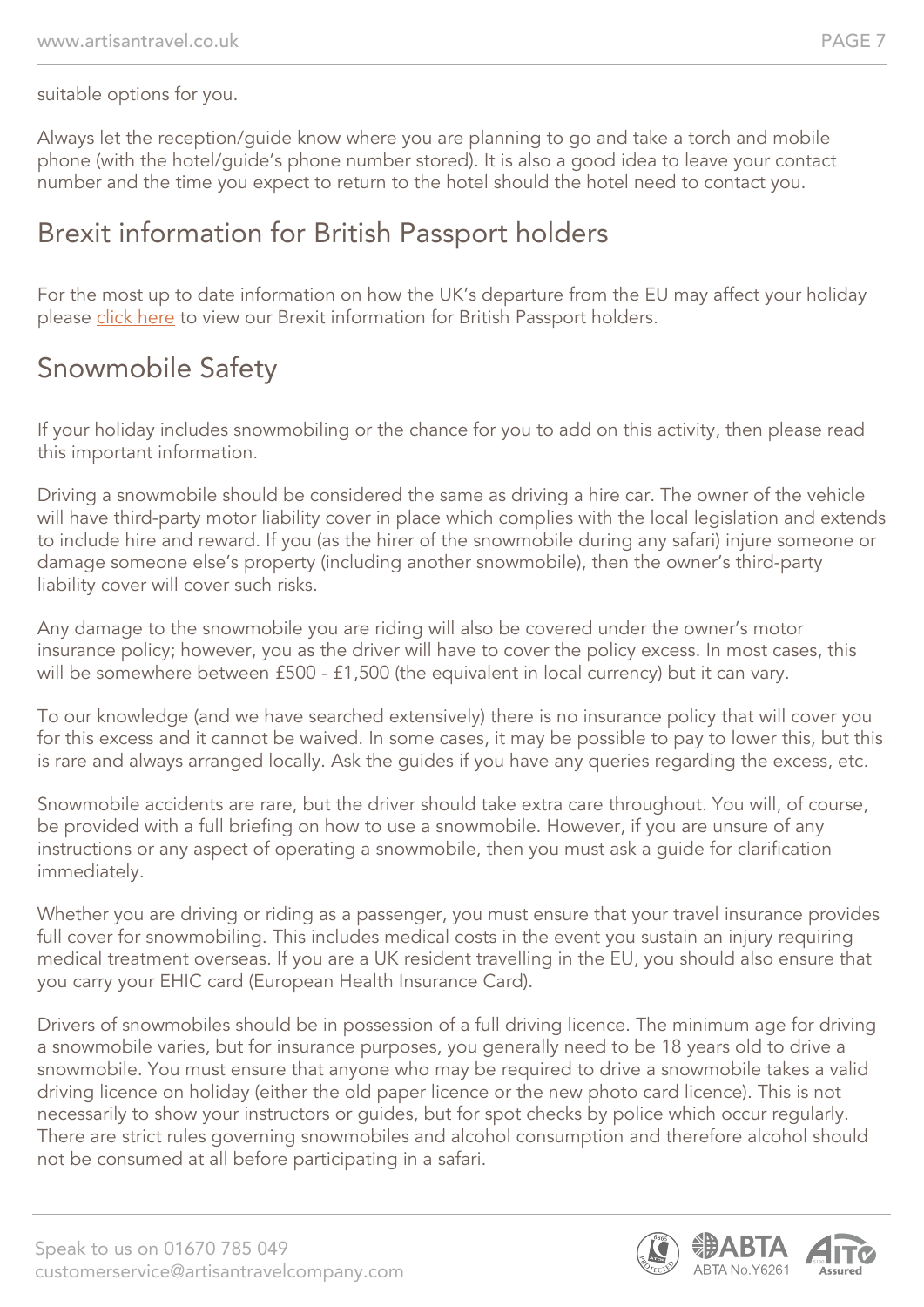suitable options for you.

Always let the reception/guide know where you are planning to go and take a torch and mobile phone (with the hotel/guide's phone number stored). It is also a good idea to leave your contact number and the time you expect to return to the hotel should the hotel need to contact you.

## Brexit information for British Passport holders

For the most up to date information on how the UK's departure from the EU may affect your holiday please click here to view our Brexit information for British Passport holders.

## Snowmobile Safety

If your holiday includes snowmobiling or the chance for you to add on this activity, then please read this important information.

Driving a snowmobile should be considered the same as driving a hire car. The owner of the vehicle will have third-party motor liability cover in place which complies with the local legislation and extends to include hire and reward. If you (as the hirer of the snowmobile during any safari) injure someone or damage someone else's property (including another snowmobile), then the owner's third-party liability cover will cover such risks.

Any damage to the snowmobile you are riding will also be covered under the owner's motor insurance policy; however, you as the driver will have to cover the policy excess. In most cases, this will be somewhere between £500 - £1,500 (the equivalent in local currency) but it can vary.

To our knowledge (and we have searched extensively) there is no insurance policy that will cover you for this excess and it cannot be waived. In some cases, it may be possible to pay to lower this, but this is rare and always arranged locally. Ask the guides if you have any queries regarding the excess, etc.

Snowmobile accidents are rare, but the driver should take extra care throughout. You will, of course, be provided with a full briefing on how to use a snowmobile. However, if you are unsure of any instructions or any aspect of operating a snowmobile, then you must ask a guide for clarification immediately.

Whether you are driving or riding as a passenger, you must ensure that your travel insurance provides full cover for snowmobiling. This includes medical costs in the event you sustain an injury requiring medical treatment overseas. If you are a UK resident travelling in the EU, you should also ensure that you carry your EHIC card (European Health Insurance Card).

Drivers of snowmobiles should be in possession of a full driving licence. The minimum age for driving a snowmobile varies, but for insurance purposes, you generally need to be 18 years old to drive a snowmobile. You must ensure that anyone who may be required to drive a snowmobile takes a valid driving licence on holiday (either the old paper licence or the new photo card licence). This is not necessarily to show your instructors or guides, but for spot checks by police which occur regularly. There are strict rules governing snowmobiles and alcohol consumption and therefore alcohol should not be consumed at all before participating in a safari.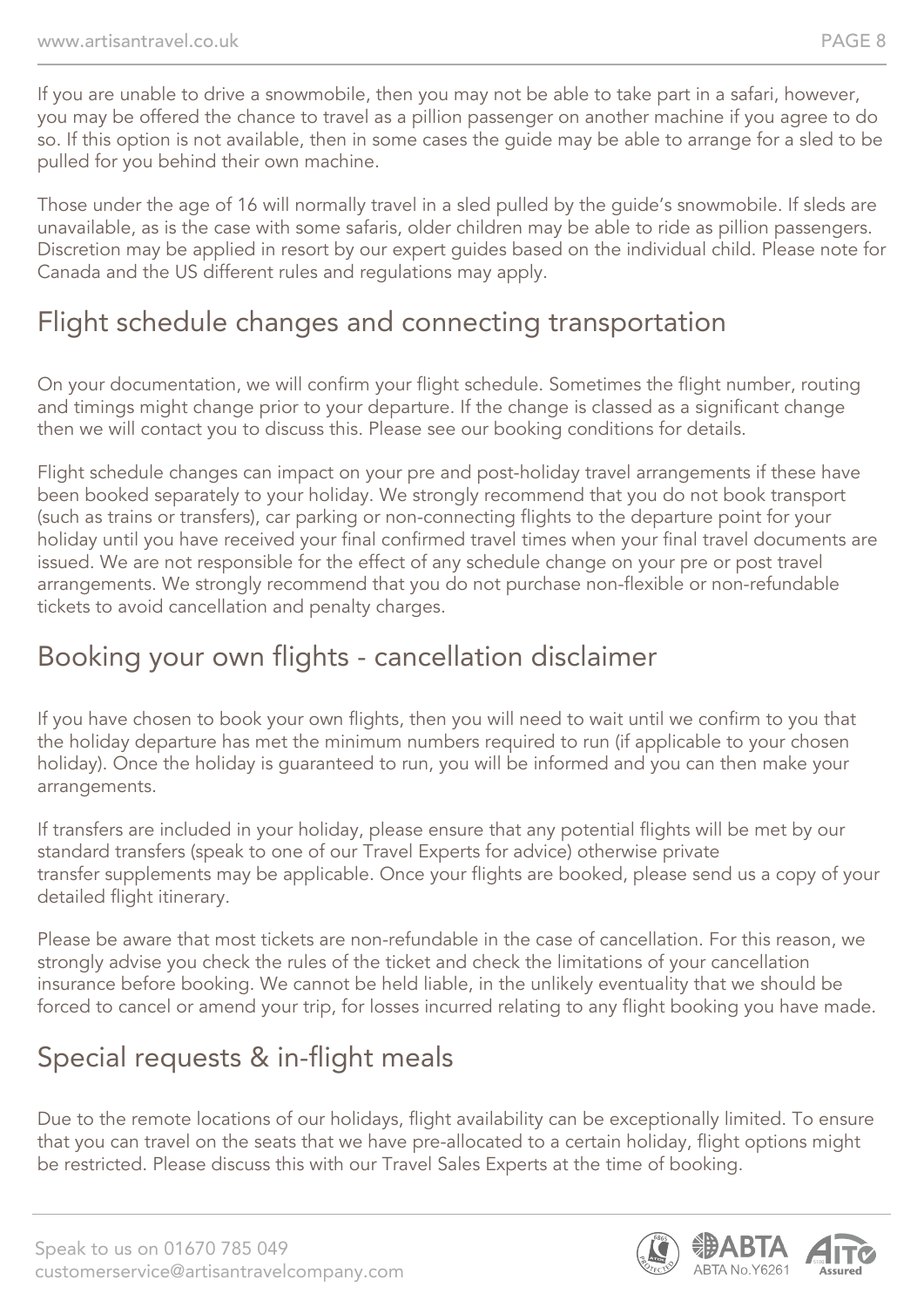If you are unable to drive a snowmobile, then you may not be able to take part in a safari, however, you may be offered the chance to travel as a pillion passenger on another machine if you agree to do so. If this option is not available, then in some cases the guide may be able to arrange for a sled to be pulled for you behind their own machine.

Those under the age of 16 will normally travel in a sled pulled by the guide's snowmobile. If sleds are unavailable, as is the case with some safaris, older children may be able to ride as pillion passengers. Discretion may be applied in resort by our expert guides based on the individual child. Please note for Canada and the US different rules and regulations may apply.

## Flight schedule changes and connecting transportation

On your documentation, we will confirm your flight schedule. Sometimes the flight number, routing and timings might change prior to your departure. If the change is classed as a significant change then we will contact you to discuss this. Please see our booking conditions for details.

Flight schedule changes can impact on your pre and post-holiday travel arrangements if these have been booked separately to your holiday. We strongly recommend that you do not book transport (such as trains or transfers), car parking or non-connecting flights to the departure point for your holiday until you have received your final confirmed travel times when your final travel documents are issued. We are not responsible for the effect of any schedule change on your pre or post travel arrangements. We strongly recommend that you do not purchase non-flexible or non-refundable tickets to avoid cancellation and penalty charges.

## Booking your own flights - cancellation disclaimer

If you have chosen to book your own flights, then you will need to wait until we confirm to you that the holiday departure has met the minimum numbers required to run (if applicable to your chosen holiday). Once the holiday is guaranteed to run, you will be informed and you can then make your arrangements.

If transfers are included in your holiday, please ensure that any potential flights will be met by our standard transfers (speak to one of our Travel Experts for advice) otherwise private transfer supplements may be applicable. Once your flights are booked, please send us a copy of your detailed flight itinerary.

Please be aware that most tickets are non-refundable in the case of cancellation. For this reason, we strongly advise you check the rules of the ticket and check the limitations of your cancellation insurance before booking. We cannot be held liable, in the unlikely eventuality that we should be forced to cancel or amend your trip, for losses incurred relating to any flight booking you have made.

## Special requests & in-flight meals

Due to the remote locations of our holidays, flight availability can be exceptionally limited. To ensure that you can travel on the seats that we have pre-allocated to a certain holiday, flight options might be restricted. Please discuss this with our Travel Sales Experts at the time of booking.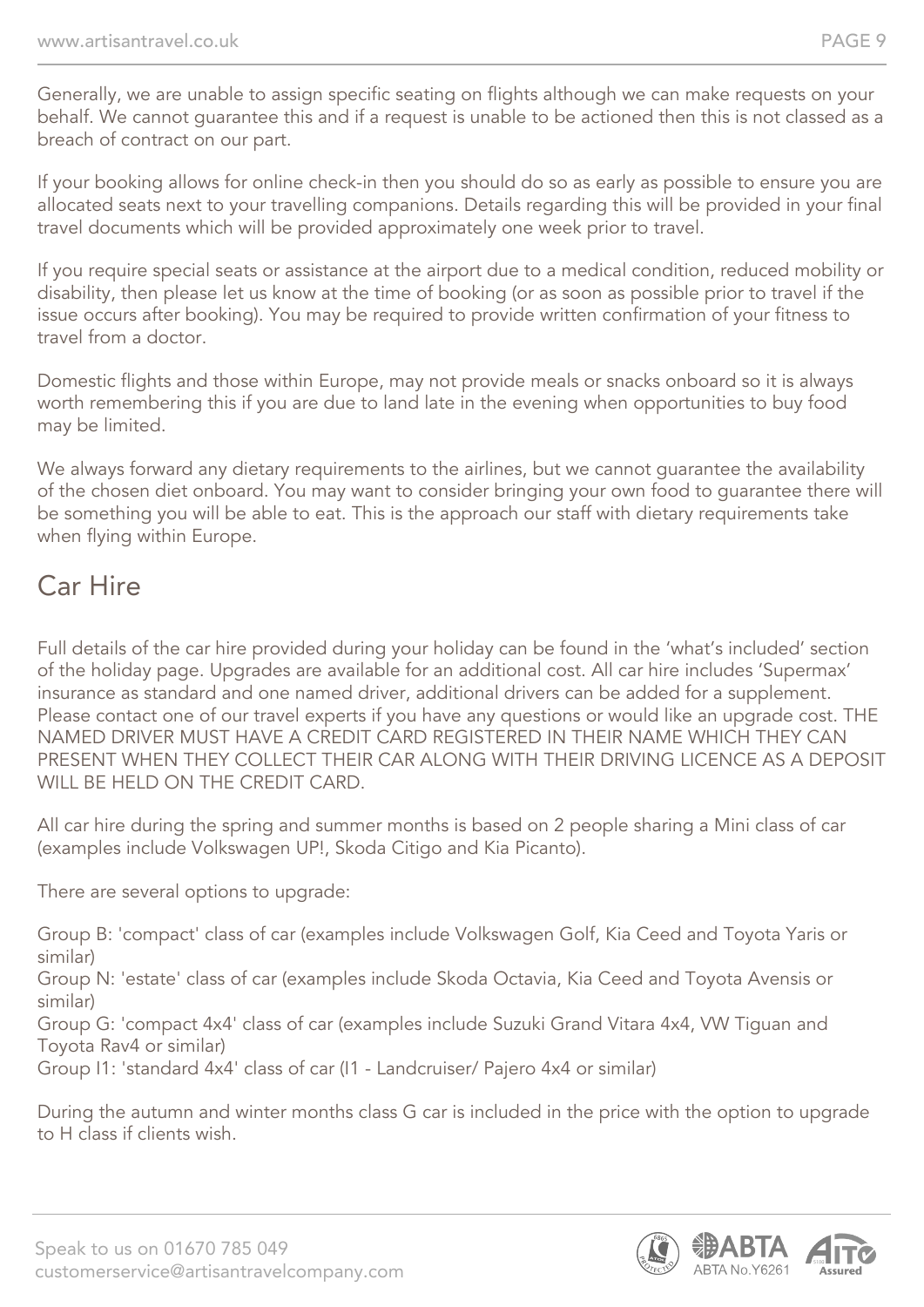Generally, we are unable to assign specific seating on flights although we can make requests on your behalf. We cannot guarantee this and if a request is unable to be actioned then this is not classed as a breach of contract on our part.

If your booking allows for online check-in then you should do so as early as possible to ensure you are allocated seats next to your travelling companions. Details regarding this will be provided in your final travel documents which will be provided approximately one week prior to travel.

If you require special seats or assistance at the airport due to a medical condition, reduced mobility or disability, then please let us know at the time of booking (or as soon as possible prior to travel if the issue occurs after booking). You may be required to provide written confirmation of your fitness to travel from a doctor.

Domestic flights and those within Europe, may not provide meals or snacks onboard so it is always worth remembering this if you are due to land late in the evening when opportunities to buy food may be limited.

We always forward any dietary requirements to the airlines, but we cannot guarantee the availability of the chosen diet onboard. You may want to consider bringing your own food to guarantee there will be something you will be able to eat. This is the approach our staff with dietary requirements take when flying within Europe.

## Car Hire

Full details of the car hire provided during your holiday can be found in the 'what's included' section of the holiday page. Upgrades are available for an additional cost. All car hire includes 'Supermax' insurance as standard and one named driver, additional drivers can be added for a supplement. Please contact one of our travel experts if you have any questions or would like an upgrade cost. THE NAMED DRIVER MUST HAVE A CREDIT CARD REGISTERED IN THEIR NAME WHICH THEY CAN PRESENT WHEN THEY COLLECT THEIR CAR ALONG WITH THEIR DRIVING LICENCE AS A DEPOSIT WILL BE HELD ON THE CREDIT CARD.

All car hire during the spring and summer months is based on 2 people sharing a Mini class of car (examples include Volkswagen UP!, Skoda Citigo and Kia Picanto).

There are several options to upgrade:

Group B: 'compact' class of car (examples include Volkswagen Golf, Kia Ceed and Toyota Yaris or similar)
Group N: 'estate' class of car (examples include Skoda Octavia, Kia Ceed and Toyota Avensis or similar)
Group G: 'compact 4x4' class of car (examples include Suzuki Grand Vitara 4x4, VW Tiguan and Toyota Rav4 or similar)
Group I1: 'standard 4x4' class of car (I1 - Landcruiser/ Pajero 4x4 or similar)

During the autumn and winter months class G car is included in the price with the option to upgrade to H class if clients wish.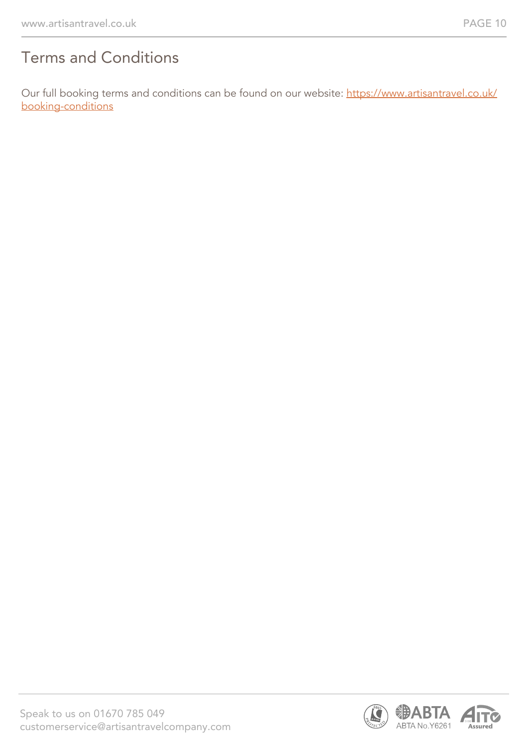# Terms and Conditions

Our full booking terms and conditions can be found on our website: [https://www.artisantravel.co.uk/booking-conditions](https://www.artisantravel.co.uk/booking-conditions)